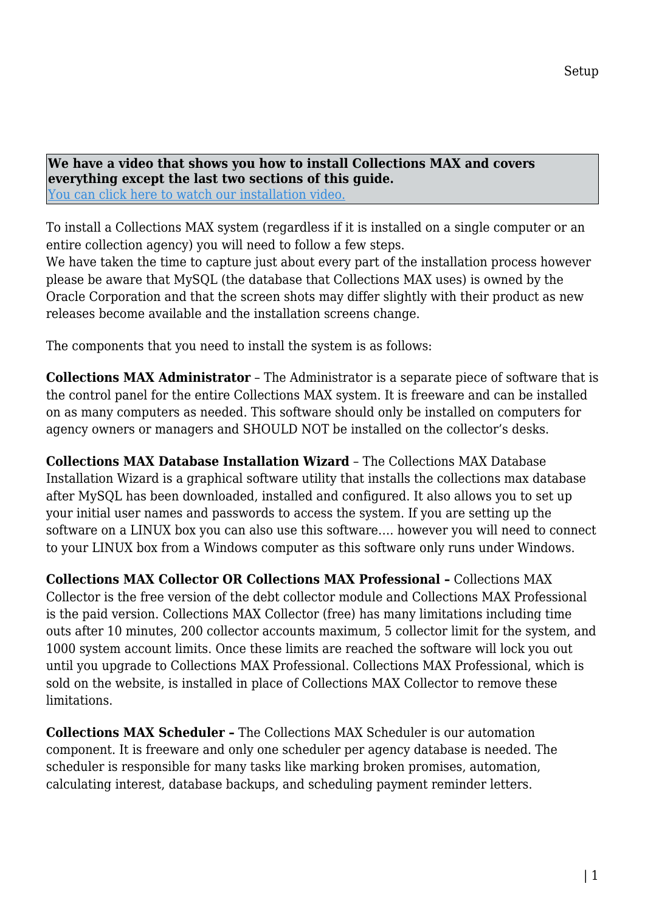**We have a video that shows you how to install Collections MAX and covers everything except the last two sections of this guide.**
[You can click here to watch our installation video.]

To install a Collections MAX system (regardless if it is installed on a single computer or an entire collection agency) you will need to follow a few steps.
We have taken the time to capture just about every part of the installation process however please be aware that MySQL (the database that Collections MAX uses) is owned by the Oracle Corporation and that the screen shots may differ slightly with their product as new releases become available and the installation screens change.

The components that you need to install the system is as follows:

**Collections MAX Administrator** – The Administrator is a separate piece of software that is the control panel for the entire Collections MAX system. It is freeware and can be installed on as many computers as needed. This software should only be installed on computers for agency owners or managers and SHOULD NOT be installed on the collector's desks.

**Collections MAX Database Installation Wizard** – The Collections MAX Database Installation Wizard is a graphical software utility that installs the collections max database after MySQL has been downloaded, installed and configured. It also allows you to set up your initial user names and passwords to access the system. If you are setting up the software on a LINUX box you can also use this software…. however you will need to connect to your LINUX box from a Windows computer as this software only runs under Windows.

**Collections MAX Collector OR Collections MAX Professional –** Collections MAX Collector is the free version of the debt collector module and Collections MAX Professional is the paid version. Collections MAX Collector (free) has many limitations including time outs after 10 minutes, 200 collector accounts maximum, 5 collector limit for the system, and 1000 system account limits. Once these limits are reached the software will lock you out until you upgrade to Collections MAX Professional. Collections MAX Professional, which is sold on the website, is installed in place of Collections MAX Collector to remove these limitations.

**Collections MAX Scheduler –** The Collections MAX Scheduler is our automation component. It is freeware and only one scheduler per agency database is needed. The scheduler is responsible for many tasks like marking broken promises, automation, calculating interest, database backups, and scheduling payment reminder letters.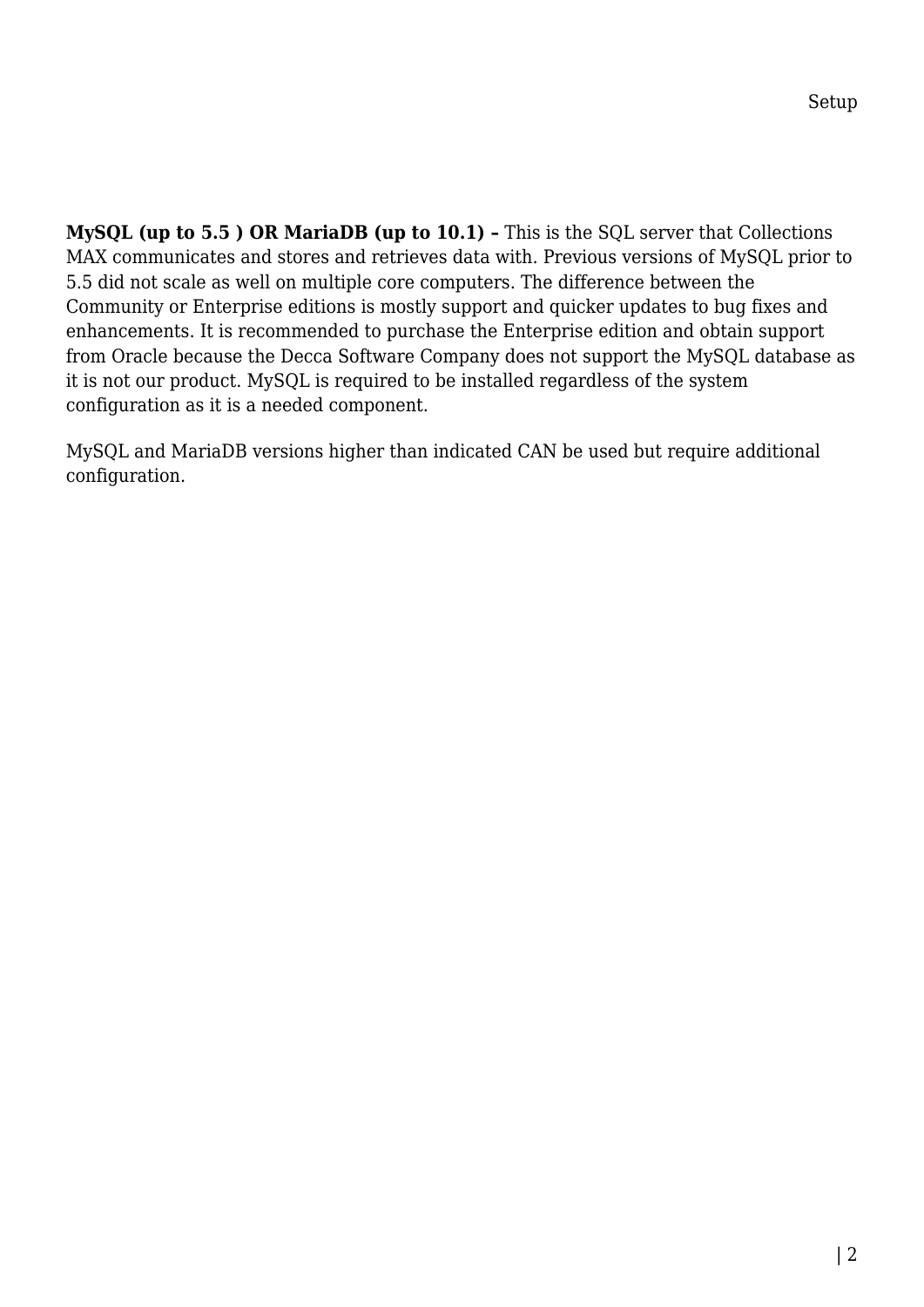**MySQL (up to 5.5 ) OR MariaDB (up to 10.1) –** This is the SQL server that Collections MAX communicates and stores and retrieves data with. Previous versions of MySQL prior to 5.5 did not scale as well on multiple core computers. The difference between the Community or Enterprise editions is mostly support and quicker updates to bug fixes and enhancements. It is recommended to purchase the Enterprise edition and obtain support from Oracle because the Decca Software Company does not support the MySQL database as it is not our product. MySQL is required to be installed regardless of the system configuration as it is a needed component.

MySQL and MariaDB versions higher than indicated CAN be used but require additional configuration.